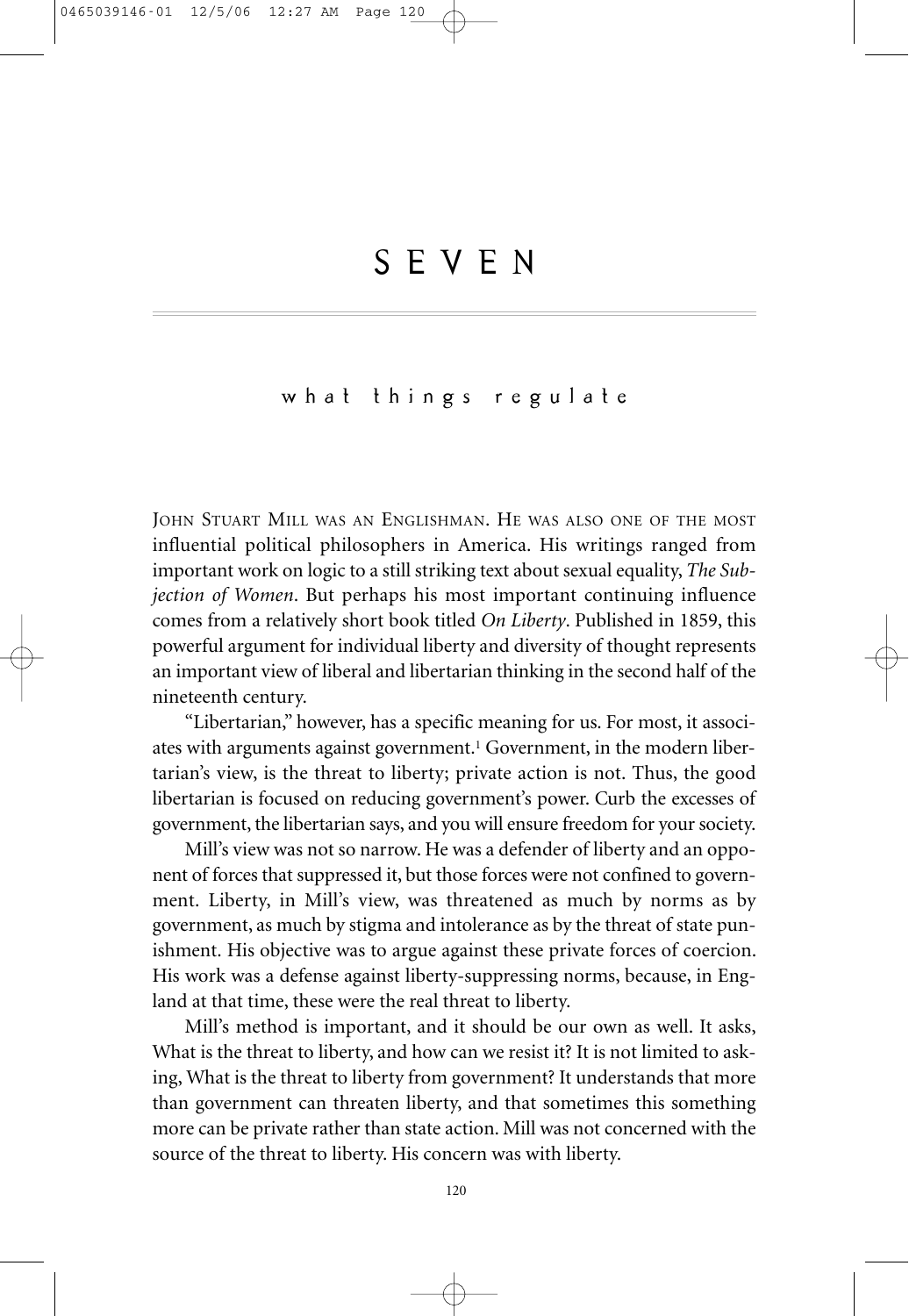# SEVEN

## what things regulate

John Stuart Mill was an Englishman. He was also one of the most influential political philosophers in America. His writings ranged from important work on logic to a still striking text about sexual equality, *The Subjection of Women*. But perhaps his most important continuing influence comes from a relatively short book titled *On Liberty*. Published in 1859, this powerful argument for individual liberty and diversity of thought represents an important view of liberal and libertarian thinking in the second half of the nineteenth century.

"Libertarian," however, has a specific meaning for us. For most, it associates with arguments against government.[1] Government, in the modern libertarian's view, is the threat to liberty; private action is not. Thus, the good libertarian is focused on reducing government's power. Curb the excesses of government, the libertarian says, and you will ensure freedom for your society.

Mill's view was not so narrow. He was a defender of liberty and an opponent of forces that suppressed it, but those forces were not confined to government. Liberty, in Mill's view, was threatened as much by norms as by government, as much by stigma and intolerance as by the threat of state punishment. His objective was to argue against these private forces of coercion. His work was a defense against liberty-suppressing norms, because, in England at that time, these were the real threat to liberty.

Mill's method is important, and it should be our own as well. It asks, What is the threat to liberty, and how can we resist it? It is not limited to asking, What is the threat to liberty from government? It understands that more than government can threaten liberty, and that sometimes this something more can be private rather than state action. Mill was not concerned with the source of the threat to liberty. His concern was with liberty.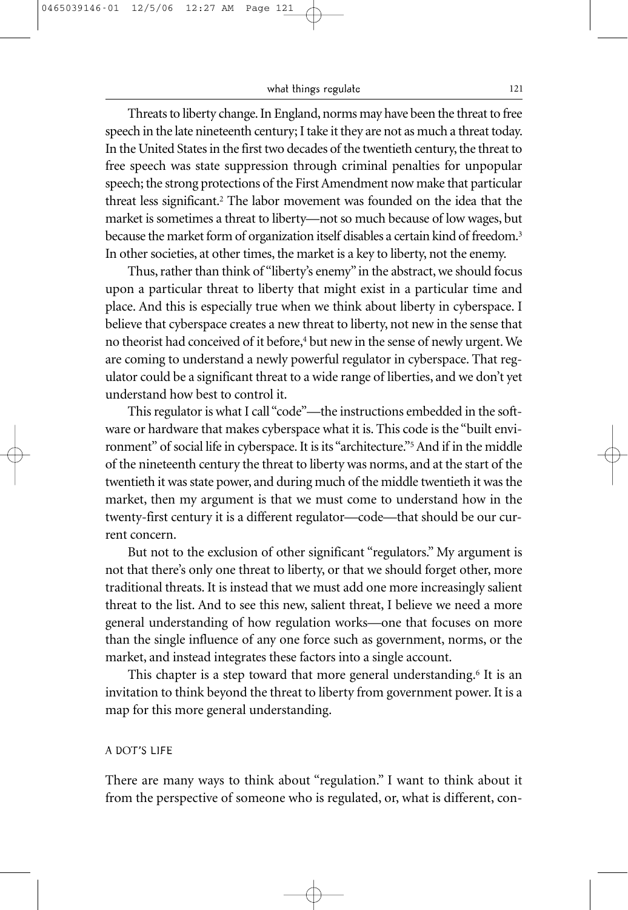Threats to liberty change. In England, norms may have been the threat to free speech in the late nineteenth century; I take it they are not as much a threat today. In the United States in the first two decades of the twentieth century, the threat to free speech was state suppression through criminal penalties for unpopular speech; the strong protections of the First Amendment now make that particular threat less significant.[2] The labor movement was founded on the idea that the market is sometimes a threat to liberty—not so much because of low wages, but because the market form of organization itself disables a certain kind of freedom.[3] In other societies, at other times, the market is a key to liberty, not the enemy.

Thus, rather than think of "liberty's enemy" in the abstract, we should focus upon a particular threat to liberty that might exist in a particular time and place. And this is especially true when we think about liberty in cyberspace. I believe that cyberspace creates a new threat to liberty, not new in the sense that no theorist had conceived of it before,[4] but new in the sense of newly urgent. We are coming to understand a newly powerful regulator in cyberspace. That regulator could be a significant threat to a wide range of liberties, and we don't yet understand how best to control it.

This regulator is what I call "code"—the instructions embedded in the software or hardware that makes cyberspace what it is. This code is the "built environment" of social life in cyberspace. It is its "architecture."[5] And if in the middle of the nineteenth century the threat to liberty was norms, and at the start of the twentieth it was state power, and during much of the middle twentieth it was the market, then my argument is that we must come to understand how in the twenty-first century it is a different regulator—code—that should be our current concern.

But not to the exclusion of other significant "regulators." My argument is not that there's only one threat to liberty, or that we should forget other, more traditional threats. It is instead that we must add one more increasingly salient threat to the list. And to see this new, salient threat, I believe we need a more general understanding of how regulation works—one that focuses on more than the single influence of any one force such as government, norms, or the market, and instead integrates these factors into a single account.

This chapter is a step toward that more general understanding.[6] It is an invitation to think beyond the threat to liberty from government power. It is a map for this more general understanding.

## A DOT'S LIFE

There are many ways to think about "regulation." I want to think about it from the perspective of someone who is regulated, or, what is different, con-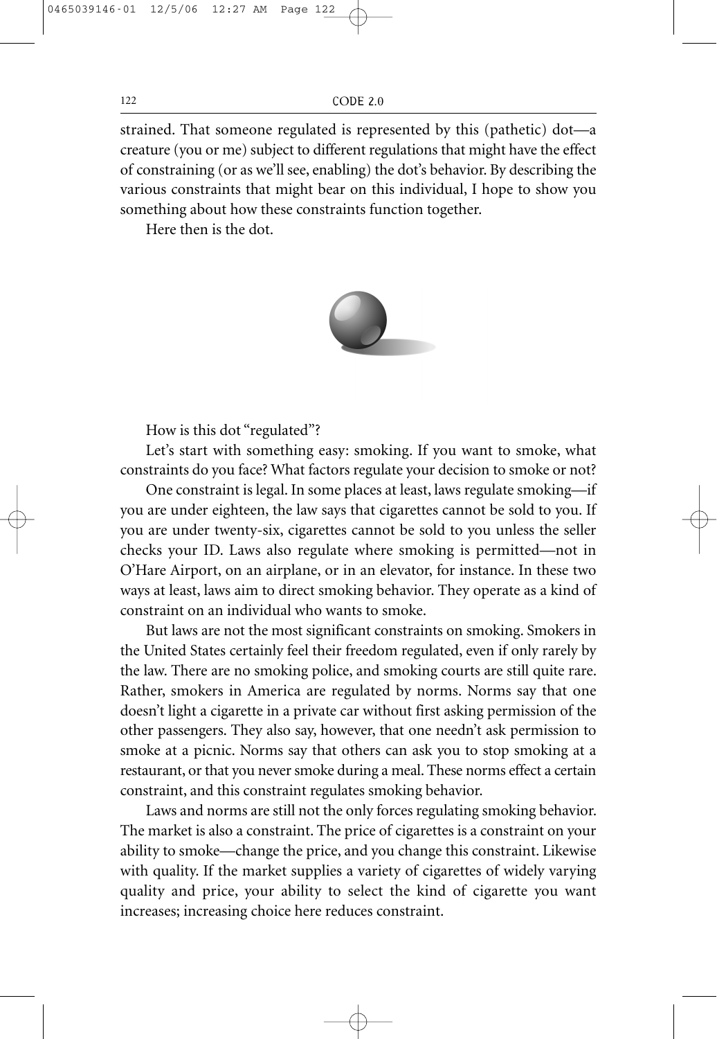strained. That someone regulated is represented by this (pathetic) dot—a creature (you or me) subject to different regulations that might have the effect of constraining (or as we'll see, enabling) the dot's behavior. By describing the various constraints that might bear on this individual, I hope to show you something about how these constraints function together.

Here then is the dot.

How is this dot "regulated"?

Let's start with something easy: smoking. If you want to smoke, what constraints do you face? What factors regulate your decision to smoke or not?

One constraint is legal. In some places at least, laws regulate smoking—if you are under eighteen, the law says that cigarettes cannot be sold to you. If you are under twenty-six, cigarettes cannot be sold to you unless the seller checks your ID. Laws also regulate where smoking is permitted—not in O'Hare Airport, on an airplane, or in an elevator, for instance. In these two ways at least, laws aim to direct smoking behavior. They operate as a kind of constraint on an individual who wants to smoke.

But laws are not the most significant constraints on smoking. Smokers in the United States certainly feel their freedom regulated, even if only rarely by the law. There are no smoking police, and smoking courts are still quite rare. Rather, smokers in America are regulated by norms. Norms say that one doesn't light a cigarette in a private car without first asking permission of the other passengers. They also say, however, that one needn't ask permission to smoke at a picnic. Norms say that others can ask you to stop smoking at a restaurant, or that you never smoke during a meal. These norms effect a certain constraint, and this constraint regulates smoking behavior.

Laws and norms are still not the only forces regulating smoking behavior. The market is also a constraint. The price of cigarettes is a constraint on your ability to smoke—change the price, and you change this constraint. Likewise with quality. If the market supplies a variety of cigarettes of widely varying quality and price, your ability to select the kind of cigarette you want increases; increasing choice here reduces constraint.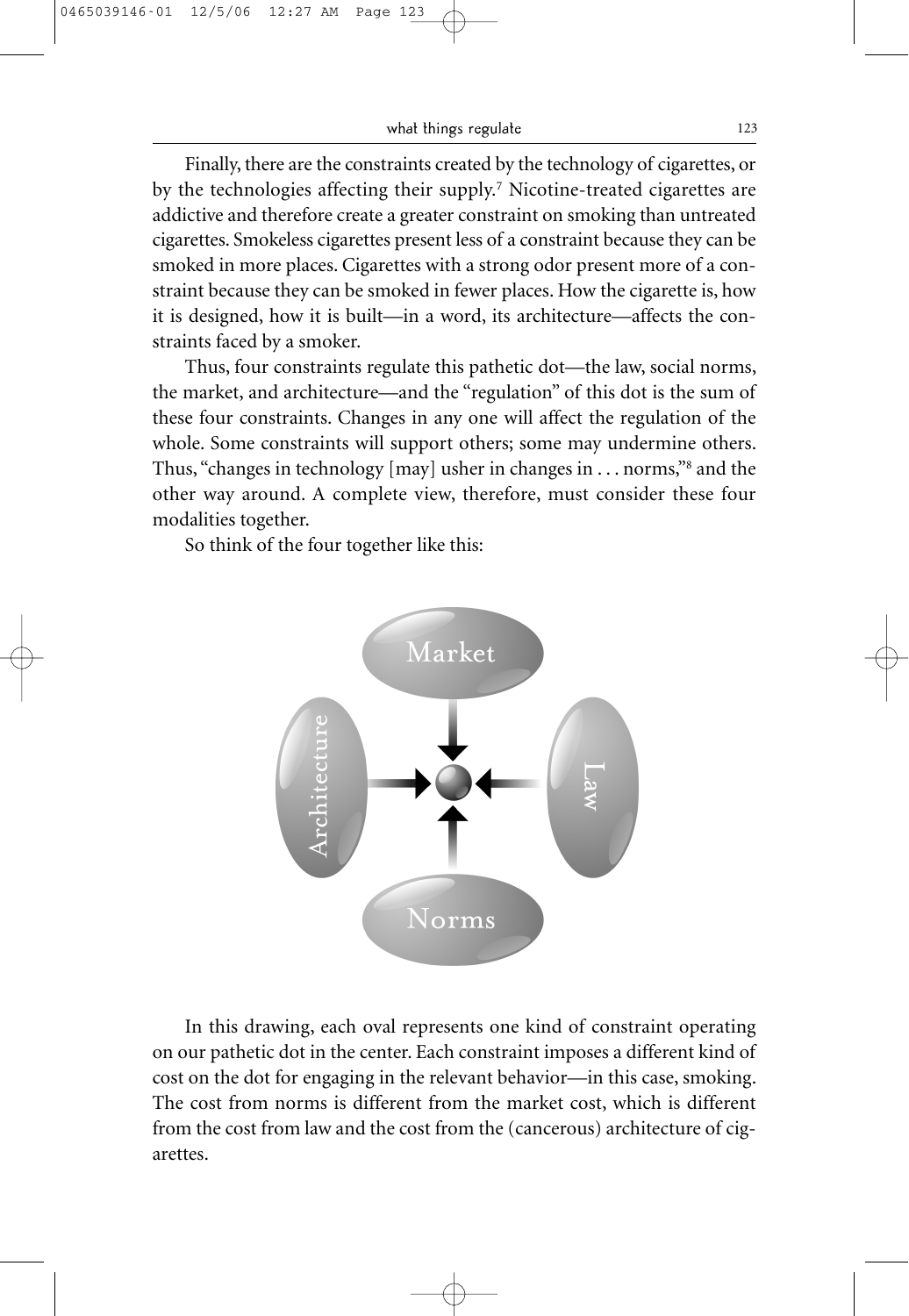Finally, there are the constraints created by the technology of cigarettes, or by the technologies affecting their supply.[7] Nicotine-treated cigarettes are addictive and therefore create a greater constraint on smoking than untreated cigarettes. Smokeless cigarettes present less of a constraint because they can be smoked in more places. Cigarettes with a strong odor present more of a constraint because they can be smoked in fewer places. How the cigarette is, how it is designed, how it is built—in a word, its architecture—affects the constraints faced by a smoker.

Thus, four constraints regulate this pathetic dot—the law, social norms, the market, and architecture—and the "regulation" of this dot is the sum of these four constraints. Changes in any one will affect the regulation of the whole. Some constraints will support others; some may undermine others. Thus, "changes in technology [may] usher in changes in . . . norms,"[8] and the other way around. A complete view, therefore, must consider these four modalities together.

So think of the four together like this:

Market

Architecture

Law

Norms

In this drawing, each oval represents one kind of constraint operating on our pathetic dot in the center. Each constraint imposes a different kind of cost on the dot for engaging in the relevant behavior—in this case, smoking. The cost from norms is different from the market cost, which is different from the cost from law and the cost from the (cancerous) architecture of cigarettes.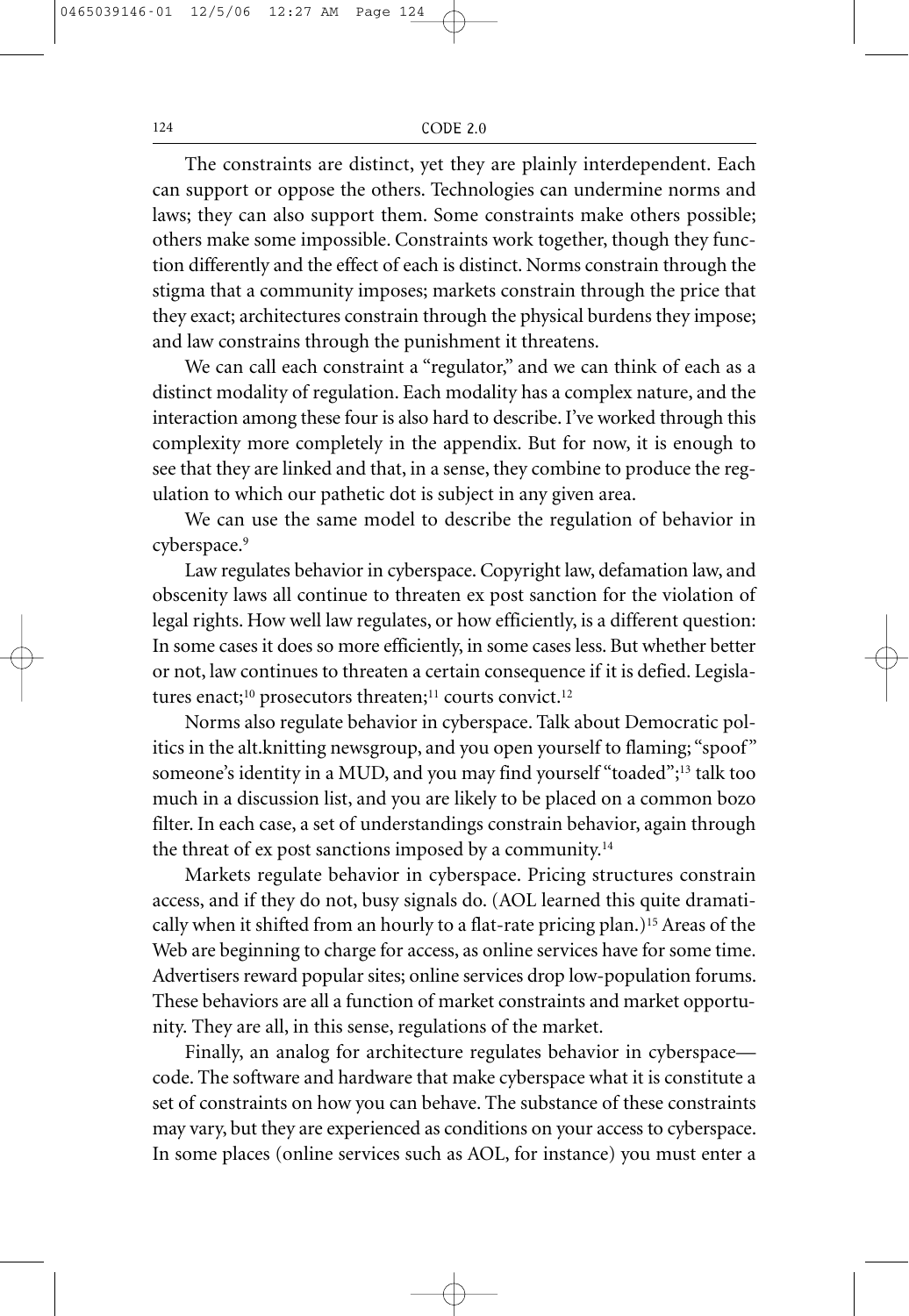The constraints are distinct, yet they are plainly interdependent. Each can support or oppose the others. Technologies can undermine norms and laws; they can also support them. Some constraints make others possible; others make some impossible. Constraints work together, though they function differently and the effect of each is distinct. Norms constrain through the stigma that a community imposes; markets constrain through the price that they exact; architectures constrain through the physical burdens they impose; and law constrains through the punishment it threatens.

We can call each constraint a "regulator," and we can think of each as a distinct modality of regulation. Each modality has a complex nature, and the interaction among these four is also hard to describe. I've worked through this complexity more completely in the appendix. But for now, it is enough to see that they are linked and that, in a sense, they combine to produce the regulation to which our pathetic dot is subject in any given area.

We can use the same model to describe the regulation of behavior in cyberspace.[9]

Law regulates behavior in cyberspace. Copyright law, defamation law, and obscenity laws all continue to threaten ex post sanction for the violation of legal rights. How well law regulates, or how efficiently, is a different question: In some cases it does so more efficiently, in some cases less. But whether better or not, law continues to threaten a certain consequence if it is defied. Legislatures enact;[10] prosecutors threaten;[11] courts convict.[12]

Norms also regulate behavior in cyberspace. Talk about Democratic politics in the alt.knitting newsgroup, and you open yourself to flaming; "spoof" someone's identity in a MUD, and you may find yourself "toaded";[13] talk too much in a discussion list, and you are likely to be placed on a common bozo filter. In each case, a set of understandings constrain behavior, again through the threat of ex post sanctions imposed by a community.[14]

Markets regulate behavior in cyberspace. Pricing structures constrain access, and if they do not, busy signals do. (AOL learned this quite dramatically when it shifted from an hourly to a flat-rate pricing plan.)[15] Areas of the Web are beginning to charge for access, as online services have for some time. Advertisers reward popular sites; online services drop low-population forums. These behaviors are all a function of market constraints and market opportunity. They are all, in this sense, regulations of the market.

Finally, an analog for architecture regulates behavior in cyberspace—code. The software and hardware that make cyberspace what it is constitute a set of constraints on how you can behave. The substance of these constraints may vary, but they are experienced as conditions on your access to cyberspace. In some places (online services such as AOL, for instance) you must enter a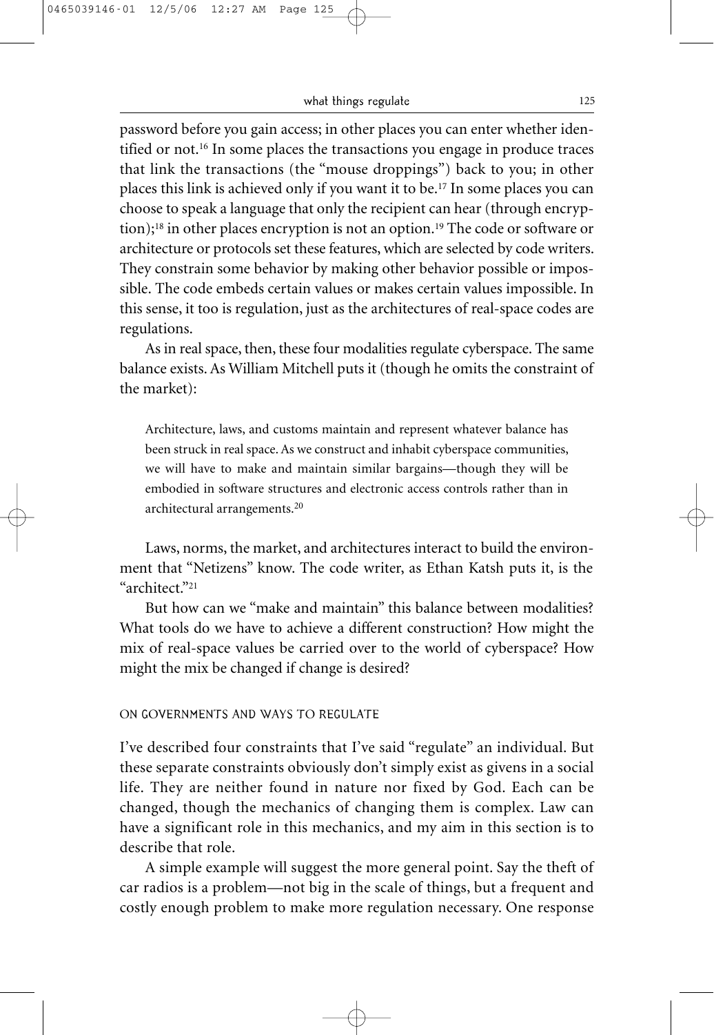password before you gain access; in other places you can enter whether identified or not.[16] In some places the transactions you engage in produce traces that link the transactions (the "mouse droppings") back to you; in other places this link is achieved only if you want it to be.[17] In some places you can choose to speak a language that only the recipient can hear (through encryption);[18] in other places encryption is not an option.[19] The code or software or architecture or protocols set these features, which are selected by code writers. They constrain some behavior by making other behavior possible or impossible. The code embeds certain values or makes certain values impossible. In this sense, it too is regulation, just as the architectures of real-space codes are regulations.

As in real space, then, these four modalities regulate cyberspace. The same balance exists. As William Mitchell puts it (though he omits the constraint of the market):

> Architecture, laws, and customs maintain and represent whatever balance has been struck in real space. As we construct and inhabit cyberspace communities, we will have to make and maintain similar bargains—though they will be embodied in software structures and electronic access controls rather than in architectural arrangements.[20]

Laws, norms, the market, and architectures interact to build the environment that "Netizens" know. The code writer, as Ethan Katsh puts it, is the "architect."[21]

But how can we "make and maintain" this balance between modalities? What tools do we have to achieve a different construction? How might the mix of real-space values be carried over to the world of cyberspace? How might the mix be changed if change is desired?

## ON GOVERNMENTS AND WAYS TO REGULATE

I've described four constraints that I've said "regulate" an individual. But these separate constraints obviously don't simply exist as givens in a social life. They are neither found in nature nor fixed by God. Each can be changed, though the mechanics of changing them is complex. Law can have a significant role in this mechanics, and my aim in this section is to describe that role.

A simple example will suggest the more general point. Say the theft of car radios is a problem—not big in the scale of things, but a frequent and costly enough problem to make more regulation necessary. One response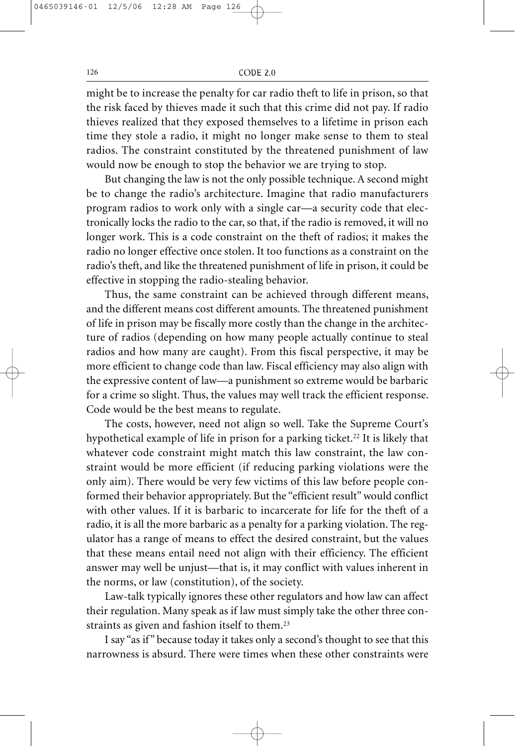might be to increase the penalty for car radio theft to life in prison, so that the risk faced by thieves made it such that this crime did not pay. If radio thieves realized that they exposed themselves to a lifetime in prison each time they stole a radio, it might no longer make sense to them to steal radios. The constraint constituted by the threatened punishment of law would now be enough to stop the behavior we are trying to stop.

But changing the law is not the only possible technique. A second might be to change the radio's architecture. Imagine that radio manufacturers program radios to work only with a single car—a security code that electronically locks the radio to the car, so that, if the radio is removed, it will no longer work. This is a code constraint on the theft of radios; it makes the radio no longer effective once stolen. It too functions as a constraint on the radio's theft, and like the threatened punishment of life in prison, it could be effective in stopping the radio-stealing behavior.

Thus, the same constraint can be achieved through different means, and the different means cost different amounts. The threatened punishment of life in prison may be fiscally more costly than the change in the architecture of radios (depending on how many people actually continue to steal radios and how many are caught). From this fiscal perspective, it may be more efficient to change code than law. Fiscal efficiency may also align with the expressive content of law—a punishment so extreme would be barbaric for a crime so slight. Thus, the values may well track the efficient response. Code would be the best means to regulate.

The costs, however, need not align so well. Take the Supreme Court's hypothetical example of life in prison for a parking ticket.[22] It is likely that whatever code constraint might match this law constraint, the law constraint would be more efficient (if reducing parking violations were the only aim). There would be very few victims of this law before people conformed their behavior appropriately. But the "efficient result" would conflict with other values. If it is barbaric to incarcerate for life for the theft of a radio, it is all the more barbaric as a penalty for a parking violation. The regulator has a range of means to effect the desired constraint, but the values that these means entail need not align with their efficiency. The efficient answer may well be unjust—that is, it may conflict with values inherent in the norms, or law (constitution), of the society.

Law-talk typically ignores these other regulators and how law can affect their regulation. Many speak as if law must simply take the other three constraints as given and fashion itself to them.[23]

I say "as if" because today it takes only a second's thought to see that this narrowness is absurd. There were times when these other constraints were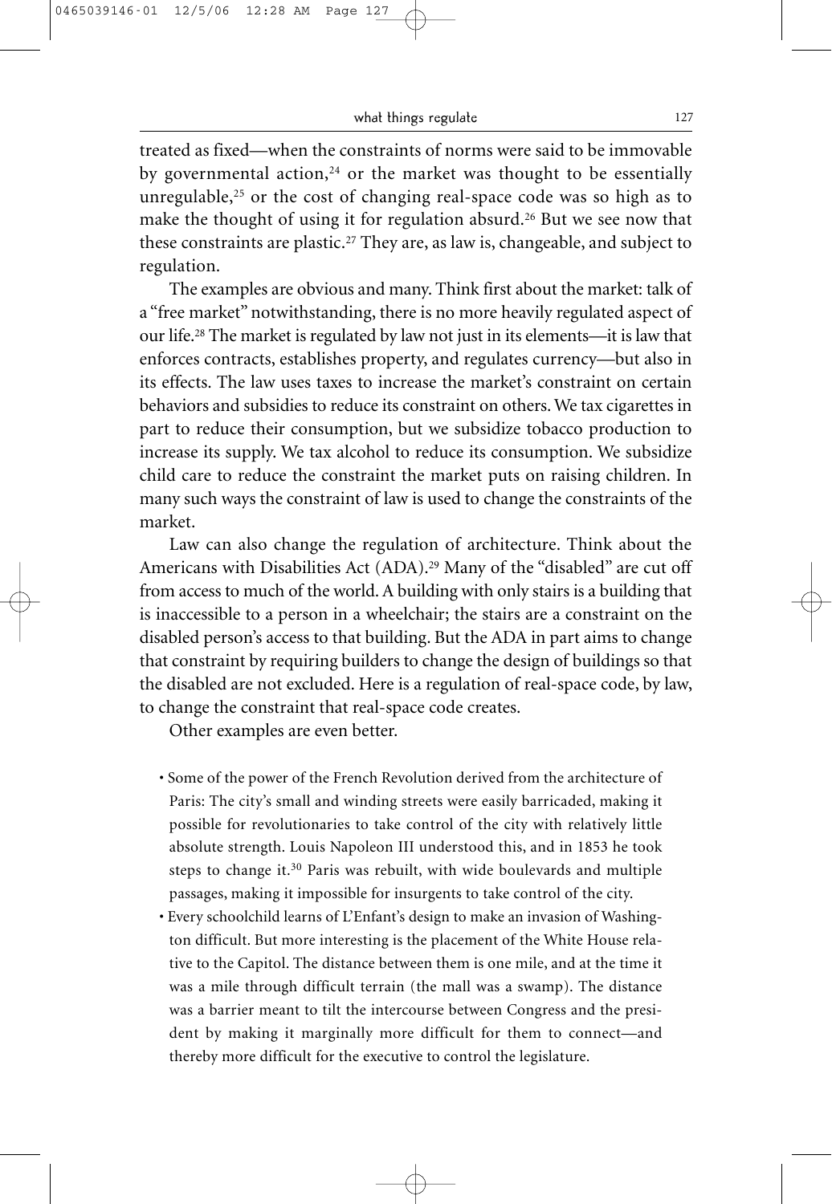treated as fixed—when the constraints of norms were said to be immovable by governmental action,[24] or the market was thought to be essentially unregulable,[25] or the cost of changing real-space code was so high as to make the thought of using it for regulation absurd.[26] But we see now that these constraints are plastic.[27] They are, as law is, changeable, and subject to regulation.

The examples are obvious and many. Think first about the market: talk of a "free market" notwithstanding, there is no more heavily regulated aspect of our life.[28] The market is regulated by law not just in its elements—it is law that enforces contracts, establishes property, and regulates currency—but also in its effects. The law uses taxes to increase the market's constraint on certain behaviors and subsidies to reduce its constraint on others. We tax cigarettes in part to reduce their consumption, but we subsidize tobacco production to increase its supply. We tax alcohol to reduce its consumption. We subsidize child care to reduce the constraint the market puts on raising children. In many such ways the constraint of law is used to change the constraints of the market.

Law can also change the regulation of architecture. Think about the Americans with Disabilities Act (ADA).[29] Many of the "disabled" are cut off from access to much of the world. A building with only stairs is a building that is inaccessible to a person in a wheelchair; the stairs are a constraint on the disabled person's access to that building. But the ADA in part aims to change that constraint by requiring builders to change the design of buildings so that the disabled are not excluded. Here is a regulation of real-space code, by law, to change the constraint that real-space code creates.

Other examples are even better.

- Some of the power of the French Revolution derived from the architecture of Paris: The city's small and winding streets were easily barricaded, making it possible for revolutionaries to take control of the city with relatively little absolute strength. Louis Napoleon III understood this, and in 1853 he took steps to change it.[30] Paris was rebuilt, with wide boulevards and multiple passages, making it impossible for insurgents to take control of the city.
- Every schoolchild learns of L'Enfant's design to make an invasion of Washington difficult. But more interesting is the placement of the White House relative to the Capitol. The distance between them is one mile, and at the time it was a mile through difficult terrain (the mall was a swamp). The distance was a barrier meant to tilt the intercourse between Congress and the president by making it marginally more difficult for them to connect—and thereby more difficult for the executive to control the legislature.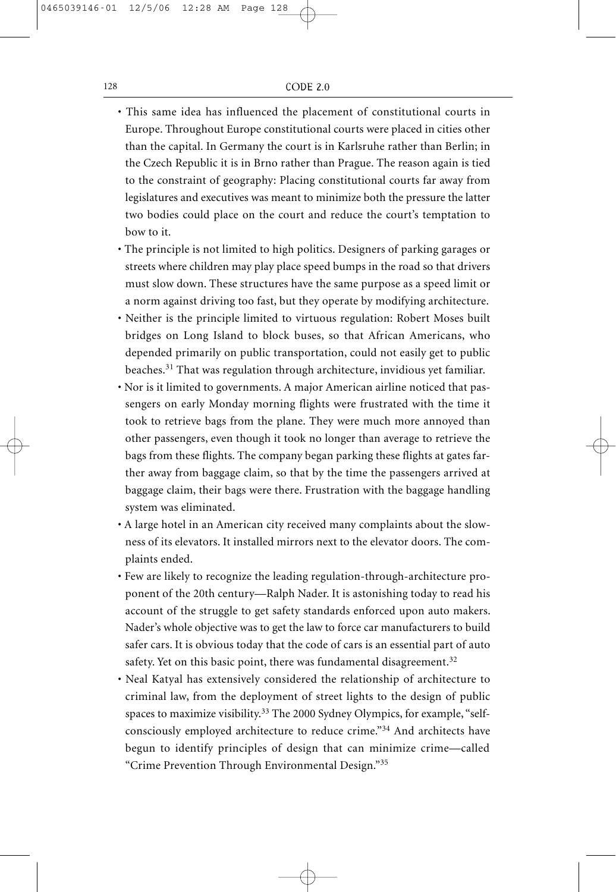- This same idea has influenced the placement of constitutional courts in Europe. Throughout Europe constitutional courts were placed in cities other than the capital. In Germany the court is in Karlsruhe rather than Berlin; in the Czech Republic it is in Brno rather than Prague. The reason again is tied to the constraint of geography: Placing constitutional courts far away from legislatures and executives was meant to minimize both the pressure the latter two bodies could place on the court and reduce the court's temptation to bow to it.
- The principle is not limited to high politics. Designers of parking garages or streets where children may play place speed bumps in the road so that drivers must slow down. These structures have the same purpose as a speed limit or a norm against driving too fast, but they operate by modifying architecture.
- Neither is the principle limited to virtuous regulation: Robert Moses built bridges on Long Island to block buses, so that African Americans, who depended primarily on public transportation, could not easily get to public beaches.[31] That was regulation through architecture, invidious yet familiar.
- Nor is it limited to governments. A major American airline noticed that passengers on early Monday morning flights were frustrated with the time it took to retrieve bags from the plane. They were much more annoyed than other passengers, even though it took no longer than average to retrieve the bags from these flights. The company began parking these flights at gates farther away from baggage claim, so that by the time the passengers arrived at baggage claim, their bags were there. Frustration with the baggage handling system was eliminated.
- A large hotel in an American city received many complaints about the slowness of its elevators. It installed mirrors next to the elevator doors. The complaints ended.
- Few are likely to recognize the leading regulation-through-architecture proponent of the 20th century—Ralph Nader. It is astonishing today to read his account of the struggle to get safety standards enforced upon auto makers. Nader's whole objective was to get the law to force car manufacturers to build safer cars. It is obvious today that the code of cars is an essential part of auto safety. Yet on this basic point, there was fundamental disagreement.[32]
- Neal Katyal has extensively considered the relationship of architecture to criminal law, from the deployment of street lights to the design of public spaces to maximize visibility.[33] The 2000 Sydney Olympics, for example, "self-consciously employed architecture to reduce crime."[34] And architects have begun to identify principles of design that can minimize crime—called "Crime Prevention Through Environmental Design."[35]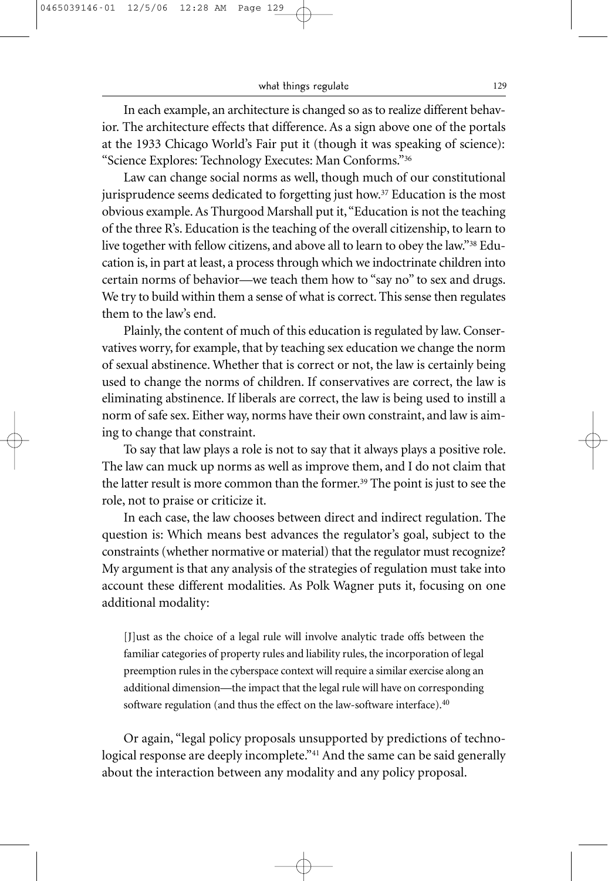In each example, an architecture is changed so as to realize different behavior. The architecture effects that difference. As a sign above one of the portals at the 1933 Chicago World's Fair put it (though it was speaking of science): "Science Explores: Technology Executes: Man Conforms."[36]

Law can change social norms as well, though much of our constitutional jurisprudence seems dedicated to forgetting just how.[37] Education is the most obvious example. As Thurgood Marshall put it, "Education is not the teaching of the three R's. Education is the teaching of the overall citizenship, to learn to live together with fellow citizens, and above all to learn to obey the law."[38] Education is, in part at least, a process through which we indoctrinate children into certain norms of behavior—we teach them how to "say no" to sex and drugs. We try to build within them a sense of what is correct. This sense then regulates them to the law's end.

Plainly, the content of much of this education is regulated by law. Conservatives worry, for example, that by teaching sex education we change the norm of sexual abstinence. Whether that is correct or not, the law is certainly being used to change the norms of children. If conservatives are correct, the law is eliminating abstinence. If liberals are correct, the law is being used to instill a norm of safe sex. Either way, norms have their own constraint, and law is aiming to change that constraint.

To say that law plays a role is not to say that it always plays a positive role. The law can muck up norms as well as improve them, and I do not claim that the latter result is more common than the former.[39] The point is just to see the role, not to praise or criticize it.

In each case, the law chooses between direct and indirect regulation. The question is: Which means best advances the regulator's goal, subject to the constraints (whether normative or material) that the regulator must recognize? My argument is that any analysis of the strategies of regulation must take into account these different modalities. As Polk Wagner puts it, focusing on one additional modality:

> [J]ust as the choice of a legal rule will involve analytic trade offs between the familiar categories of property rules and liability rules, the incorporation of legal preemption rules in the cyberspace context will require a similar exercise along an additional dimension—the impact that the legal rule will have on corresponding software regulation (and thus the effect on the law-software interface).[40]

Or again, "legal policy proposals unsupported by predictions of technological response are deeply incomplete."[41] And the same can be said generally about the interaction between any modality and any policy proposal.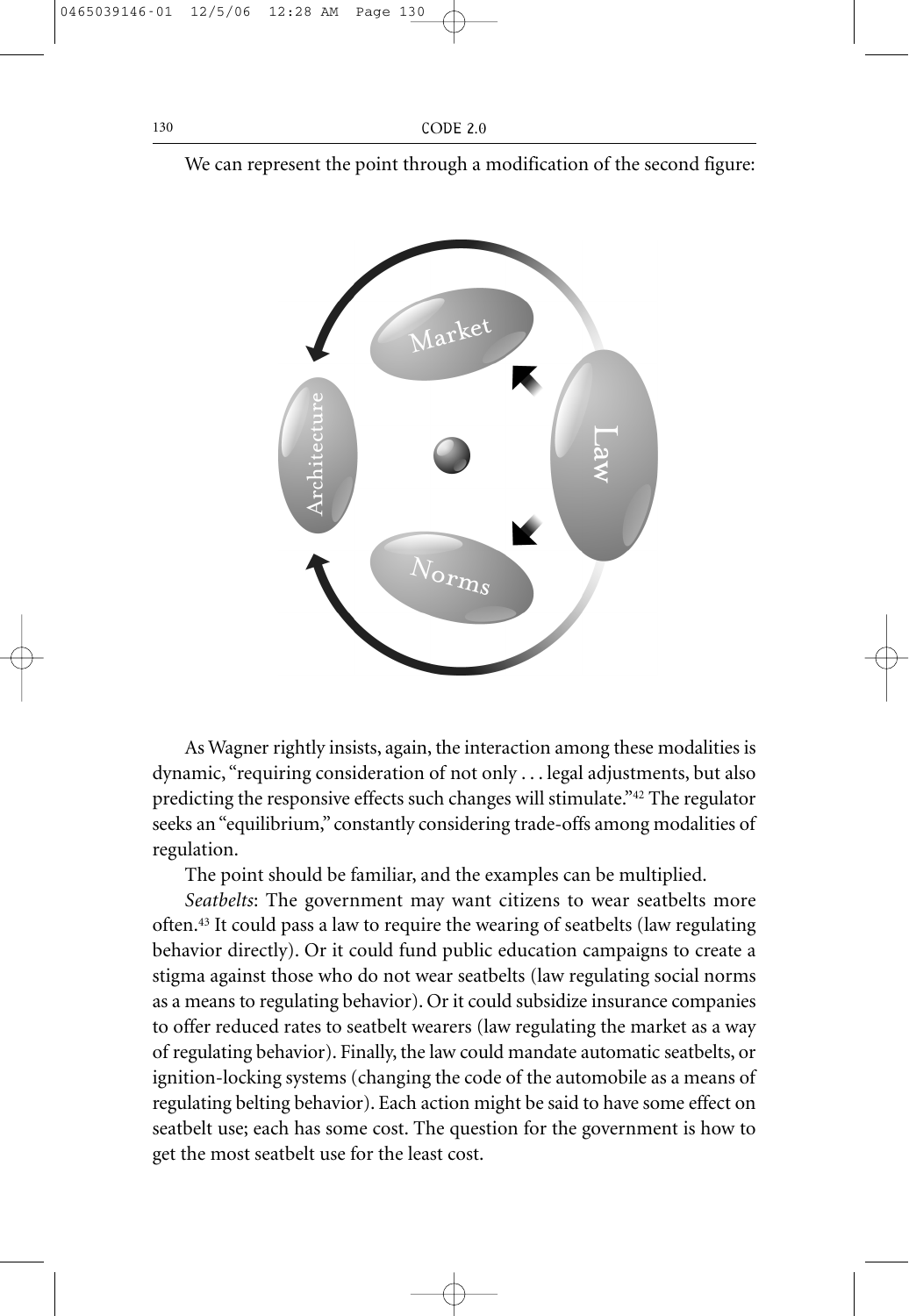We can represent the point through a modification of the second figure:

As Wagner rightly insists, again, the interaction among these modalities is dynamic, "requiring consideration of not only . . . legal adjustments, but also predicting the responsive effects such changes will stimulate."[42] The regulator seeks an "equilibrium," constantly considering trade-offs among modalities of regulation.

The point should be familiar, and the examples can be multiplied.

*Seatbelts*: The government may want citizens to wear seatbelts more often.[43] It could pass a law to require the wearing of seatbelts (law regulating behavior directly). Or it could fund public education campaigns to create a stigma against those who do not wear seatbelts (law regulating social norms as a means to regulating behavior). Or it could subsidize insurance companies to offer reduced rates to seatbelt wearers (law regulating the market as a way of regulating behavior). Finally, the law could mandate automatic seatbelts, or ignition-locking systems (changing the code of the automobile as a means of regulating belting behavior). Each action might be said to have some effect on seatbelt use; each has some cost. The question for the government is how to get the most seatbelt use for the least cost.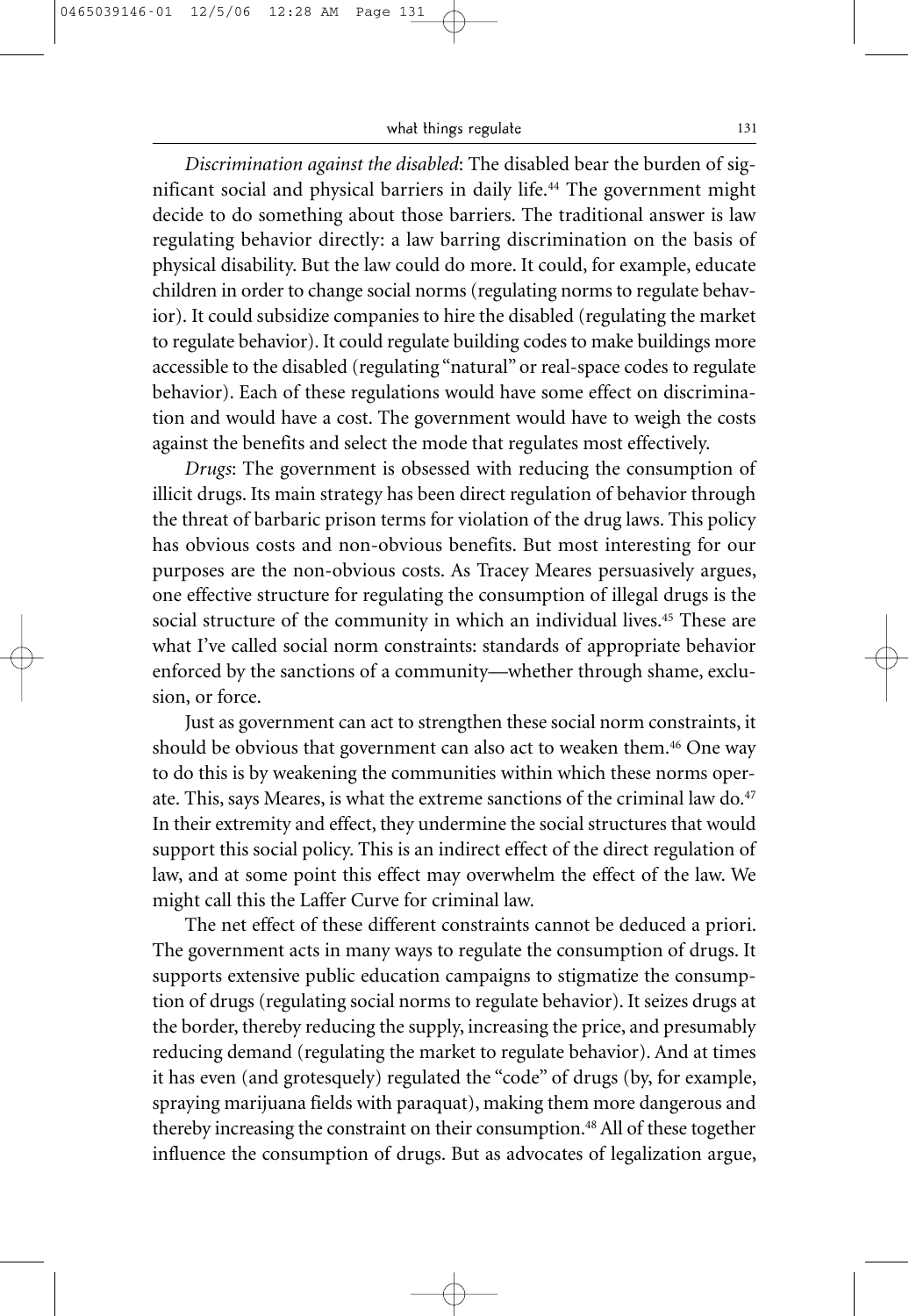*Discrimination against the disabled*: The disabled bear the burden of significant social and physical barriers in daily life.[44] The government might decide to do something about those barriers. The traditional answer is law regulating behavior directly: a law barring discrimination on the basis of physical disability. But the law could do more. It could, for example, educate children in order to change social norms (regulating norms to regulate behavior). It could subsidize companies to hire the disabled (regulating the market to regulate behavior). It could regulate building codes to make buildings more accessible to the disabled (regulating "natural" or real-space codes to regulate behavior). Each of these regulations would have some effect on discrimination and would have a cost. The government would have to weigh the costs against the benefits and select the mode that regulates most effectively.

*Drugs*: The government is obsessed with reducing the consumption of illicit drugs. Its main strategy has been direct regulation of behavior through the threat of barbaric prison terms for violation of the drug laws. This policy has obvious costs and non-obvious benefits. But most interesting for our purposes are the non-obvious costs. As Tracey Meares persuasively argues, one effective structure for regulating the consumption of illegal drugs is the social structure of the community in which an individual lives.[45] These are what I've called social norm constraints: standards of appropriate behavior enforced by the sanctions of a community—whether through shame, exclusion, or force.

Just as government can act to strengthen these social norm constraints, it should be obvious that government can also act to weaken them.[46] One way to do this is by weakening the communities within which these norms operate. This, says Meares, is what the extreme sanctions of the criminal law do.[47] In their extremity and effect, they undermine the social structures that would support this social policy. This is an indirect effect of the direct regulation of law, and at some point this effect may overwhelm the effect of the law. We might call this the Laffer Curve for criminal law.

The net effect of these different constraints cannot be deduced a priori. The government acts in many ways to regulate the consumption of drugs. It supports extensive public education campaigns to stigmatize the consumption of drugs (regulating social norms to regulate behavior). It seizes drugs at the border, thereby reducing the supply, increasing the price, and presumably reducing demand (regulating the market to regulate behavior). And at times it has even (and grotesquely) regulated the "code" of drugs (by, for example, spraying marijuana fields with paraquat), making them more dangerous and thereby increasing the constraint on their consumption.[48] All of these together influence the consumption of drugs. But as advocates of legalization argue,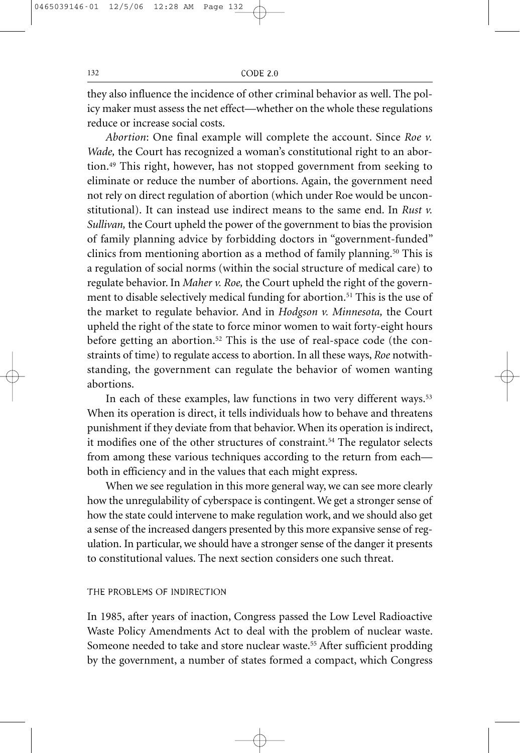they also influence the incidence of other criminal behavior as well. The policy maker must assess the net effect—whether on the whole these regulations reduce or increase social costs.

*Abortion*: One final example will complete the account. Since *Roe v. Wade,* the Court has recognized a woman's constitutional right to an abortion.[49] This right, however, has not stopped government from seeking to eliminate or reduce the number of abortions. Again, the government need not rely on direct regulation of abortion (which under Roe would be unconstitutional). It can instead use indirect means to the same end. In *Rust v. Sullivan,* the Court upheld the power of the government to bias the provision of family planning advice by forbidding doctors in "government-funded" clinics from mentioning abortion as a method of family planning.[50] This is a regulation of social norms (within the social structure of medical care) to regulate behavior. In *Maher v. Roe,* the Court upheld the right of the government to disable selectively medical funding for abortion.[51] This is the use of the market to regulate behavior. And in *Hodgson v. Minnesota,* the Court upheld the right of the state to force minor women to wait forty-eight hours before getting an abortion.[52] This is the use of real-space code (the constraints of time) to regulate access to abortion. In all these ways, *Roe* notwithstanding, the government can regulate the behavior of women wanting abortions.

In each of these examples, law functions in two very different ways.[53] When its operation is direct, it tells individuals how to behave and threatens punishment if they deviate from that behavior. When its operation is indirect, it modifies one of the other structures of constraint.[54] The regulator selects from among these various techniques according to the return from each—both in efficiency and in the values that each might express.

When we see regulation in this more general way, we can see more clearly how the unregulability of cyberspace is contingent. We get a stronger sense of how the state could intervene to make regulation work, and we should also get a sense of the increased dangers presented by this more expansive sense of regulation. In particular, we should have a stronger sense of the danger it presents to constitutional values. The next section considers one such threat.

## THE PROBLEMS OF INDIRECTION

In 1985, after years of inaction, Congress passed the Low Level Radioactive Waste Policy Amendments Act to deal with the problem of nuclear waste. Someone needed to take and store nuclear waste.[55] After sufficient prodding by the government, a number of states formed a compact, which Congress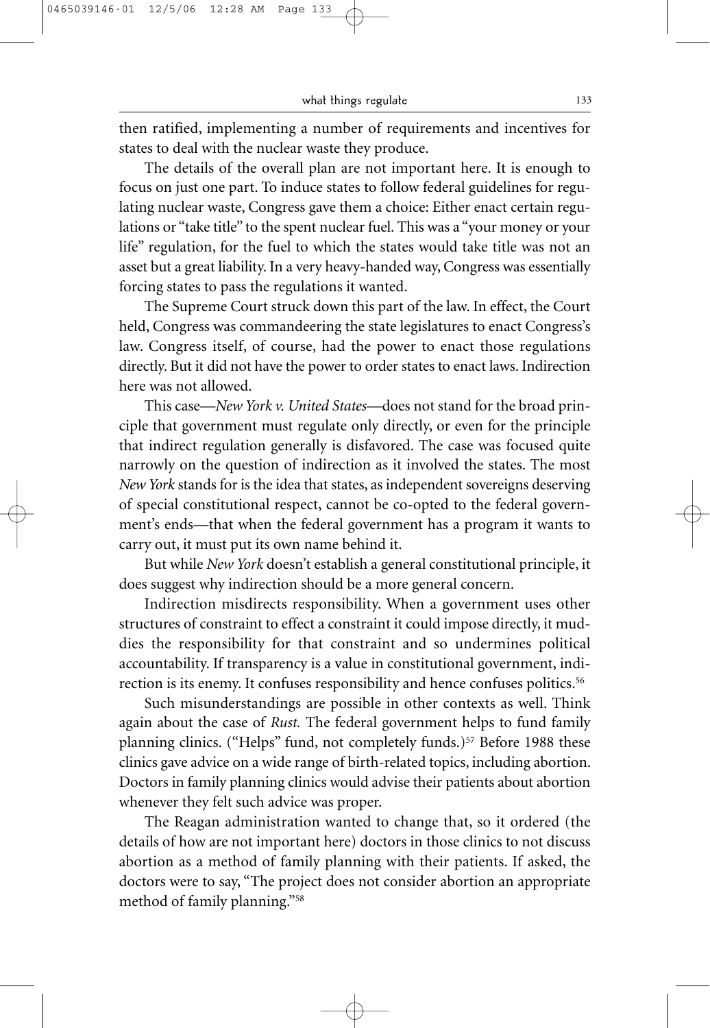then ratified, implementing a number of requirements and incentives for states to deal with the nuclear waste they produce.

The details of the overall plan are not important here. It is enough to focus on just one part. To induce states to follow federal guidelines for regulating nuclear waste, Congress gave them a choice: Either enact certain regulations or "take title" to the spent nuclear fuel. This was a "your money or your life" regulation, for the fuel to which the states would take title was not an asset but a great liability. In a very heavy-handed way, Congress was essentially forcing states to pass the regulations it wanted.

The Supreme Court struck down this part of the law. In effect, the Court held, Congress was commandeering the state legislatures to enact Congress's law. Congress itself, of course, had the power to enact those regulations directly. But it did not have the power to order states to enact laws. Indirection here was not allowed.

This case—*New York v. United States*—does not stand for the broad principle that government must regulate only directly, or even for the principle that indirect regulation generally is disfavored. The case was focused quite narrowly on the question of indirection as it involved the states. The most *New York* stands for is the idea that states, as independent sovereigns deserving of special constitutional respect, cannot be co-opted to the federal government's ends—that when the federal government has a program it wants to carry out, it must put its own name behind it.

But while *New York* doesn't establish a general constitutional principle, it does suggest why indirection should be a more general concern.

Indirection misdirects responsibility. When a government uses other structures of constraint to effect a constraint it could impose directly, it muddies the responsibility for that constraint and so undermines political accountability. If transparency is a value in constitutional government, indirection is its enemy. It confuses responsibility and hence confuses politics.[56]

Such misunderstandings are possible in other contexts as well. Think again about the case of *Rust.* The federal government helps to fund family planning clinics. ("Helps" fund, not completely funds.)[57] Before 1988 these clinics gave advice on a wide range of birth-related topics, including abortion. Doctors in family planning clinics would advise their patients about abortion whenever they felt such advice was proper.

The Reagan administration wanted to change that, so it ordered (the details of how are not important here) doctors in those clinics to not discuss abortion as a method of family planning with their patients. If asked, the doctors were to say, "The project does not consider abortion an appropriate method of family planning."[58]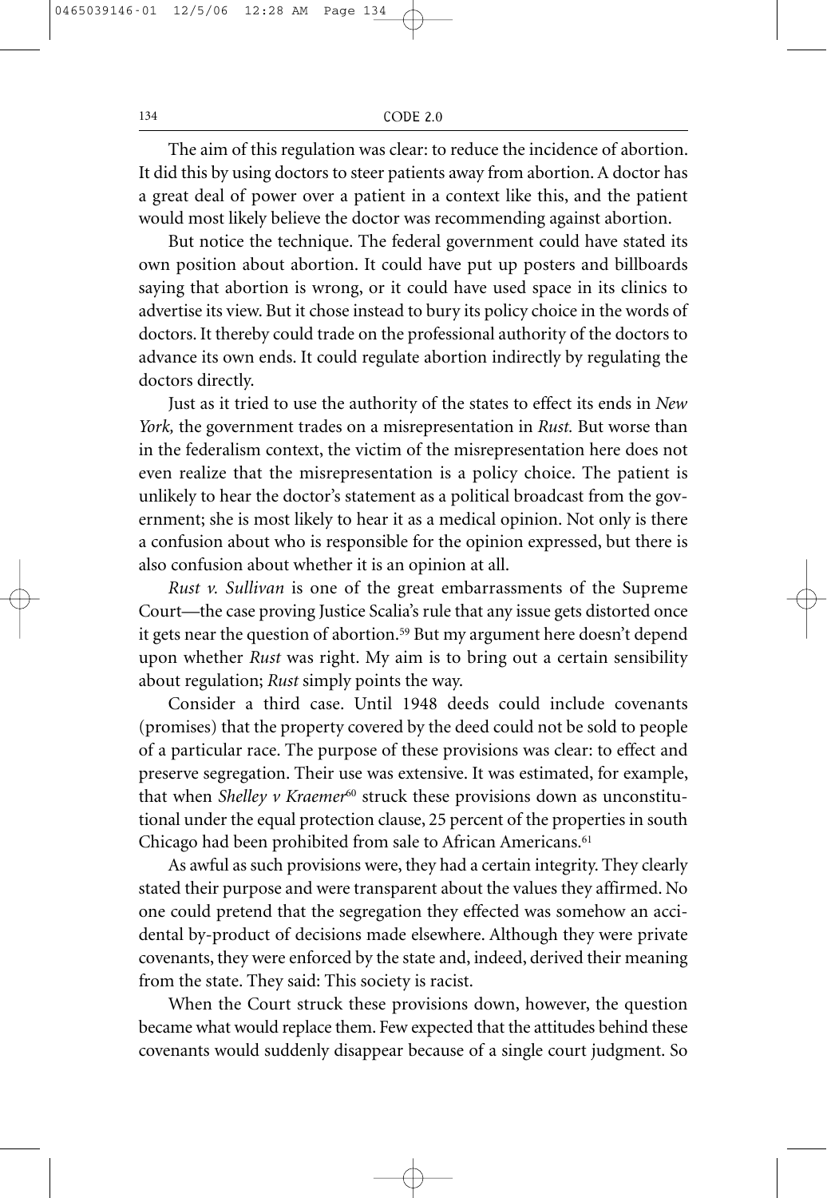The aim of this regulation was clear: to reduce the incidence of abortion. It did this by using doctors to steer patients away from abortion. A doctor has a great deal of power over a patient in a context like this, and the patient would most likely believe the doctor was recommending against abortion.

But notice the technique. The federal government could have stated its own position about abortion. It could have put up posters and billboards saying that abortion is wrong, or it could have used space in its clinics to advertise its view. But it chose instead to bury its policy choice in the words of doctors. It thereby could trade on the professional authority of the doctors to advance its own ends. It could regulate abortion indirectly by regulating the doctors directly.

Just as it tried to use the authority of the states to effect its ends in *New York,* the government trades on a misrepresentation in *Rust.* But worse than in the federalism context, the victim of the misrepresentation here does not even realize that the misrepresentation is a policy choice. The patient is unlikely to hear the doctor's statement as a political broadcast from the government; she is most likely to hear it as a medical opinion. Not only is there a confusion about who is responsible for the opinion expressed, but there is also confusion about whether it is an opinion at all.

*Rust v. Sullivan* is one of the great embarrassments of the Supreme Court—the case proving Justice Scalia's rule that any issue gets distorted once it gets near the question of abortion.[59] But my argument here doesn't depend upon whether *Rust* was right. My aim is to bring out a certain sensibility about regulation; *Rust* simply points the way.

Consider a third case. Until 1948 deeds could include covenants (promises) that the property covered by the deed could not be sold to people of a particular race. The purpose of these provisions was clear: to effect and preserve segregation. Their use was extensive. It was estimated, for example, that when *Shelley v Kraemer*[60] struck these provisions down as unconstitutional under the equal protection clause, 25 percent of the properties in south Chicago had been prohibited from sale to African Americans.[61]

As awful as such provisions were, they had a certain integrity. They clearly stated their purpose and were transparent about the values they affirmed. No one could pretend that the segregation they effected was somehow an accidental by-product of decisions made elsewhere. Although they were private covenants, they were enforced by the state and, indeed, derived their meaning from the state. They said: This society is racist.

When the Court struck these provisions down, however, the question became what would replace them. Few expected that the attitudes behind these covenants would suddenly disappear because of a single court judgment. So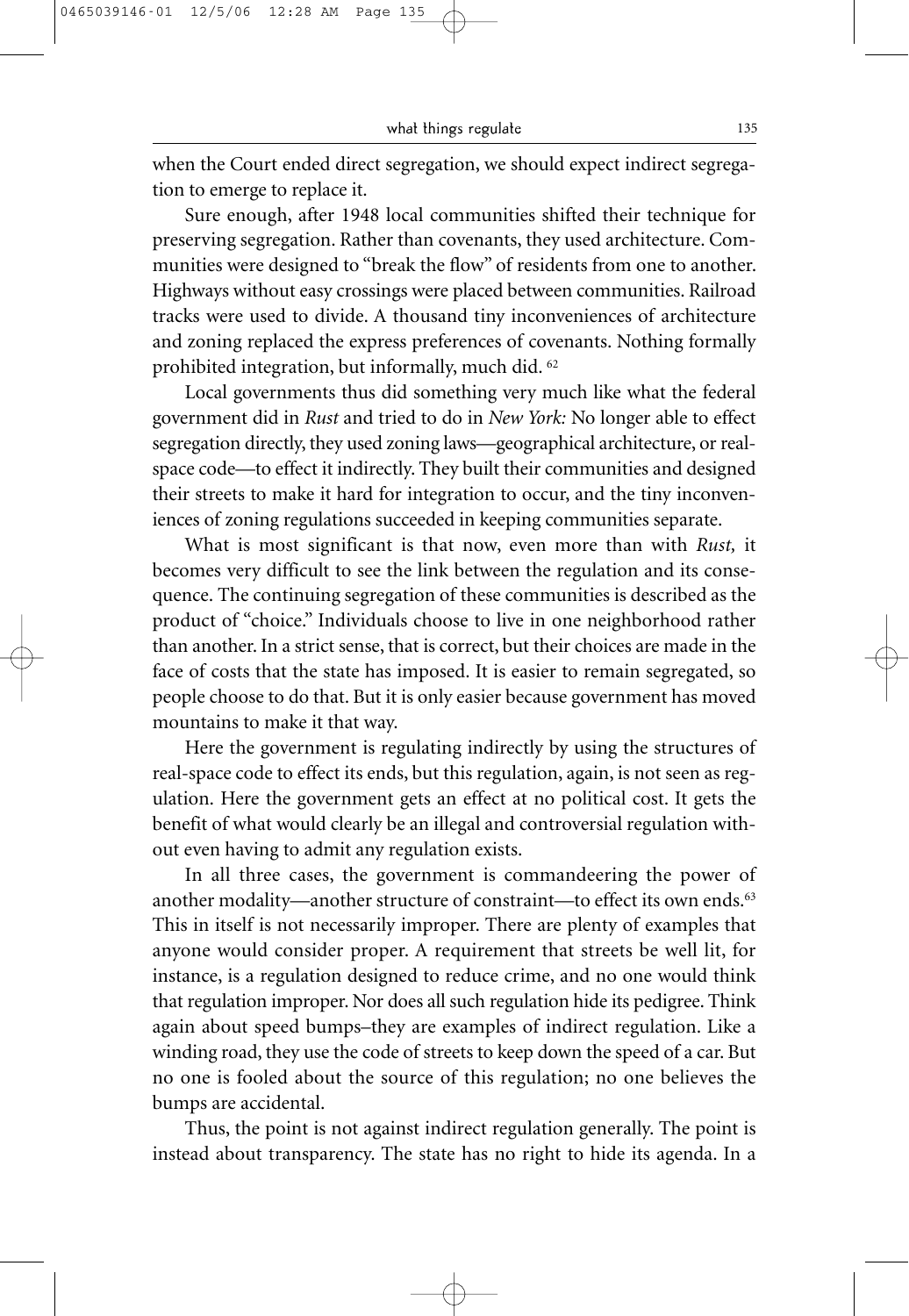when the Court ended direct segregation, we should expect indirect segregation to emerge to replace it.

Sure enough, after 1948 local communities shifted their technique for preserving segregation. Rather than covenants, they used architecture. Communities were designed to "break the flow" of residents from one to another. Highways without easy crossings were placed between communities. Railroad tracks were used to divide. A thousand tiny inconveniences of architecture and zoning replaced the express preferences of covenants. Nothing formally prohibited integration, but informally, much did. [62]

Local governments thus did something very much like what the federal government did in *Rust* and tried to do in *New York:* No longer able to effect segregation directly, they used zoning laws—geographical architecture, or real-space code—to effect it indirectly. They built their communities and designed their streets to make it hard for integration to occur, and the tiny inconveniences of zoning regulations succeeded in keeping communities separate.

What is most significant is that now, even more than with *Rust,* it becomes very difficult to see the link between the regulation and its consequence. The continuing segregation of these communities is described as the product of "choice." Individuals choose to live in one neighborhood rather than another. In a strict sense, that is correct, but their choices are made in the face of costs that the state has imposed. It is easier to remain segregated, so people choose to do that. But it is only easier because government has moved mountains to make it that way.

Here the government is regulating indirectly by using the structures of real-space code to effect its ends, but this regulation, again, is not seen as regulation. Here the government gets an effect at no political cost. It gets the benefit of what would clearly be an illegal and controversial regulation without even having to admit any regulation exists.

In all three cases, the government is commandeering the power of another modality—another structure of constraint—to effect its own ends.[63] This in itself is not necessarily improper. There are plenty of examples that anyone would consider proper. A requirement that streets be well lit, for instance, is a regulation designed to reduce crime, and no one would think that regulation improper. Nor does all such regulation hide its pedigree. Think again about speed bumps–they are examples of indirect regulation. Like a winding road, they use the code of streets to keep down the speed of a car. But no one is fooled about the source of this regulation; no one believes the bumps are accidental.

Thus, the point is not against indirect regulation generally. The point is instead about transparency. The state has no right to hide its agenda. In a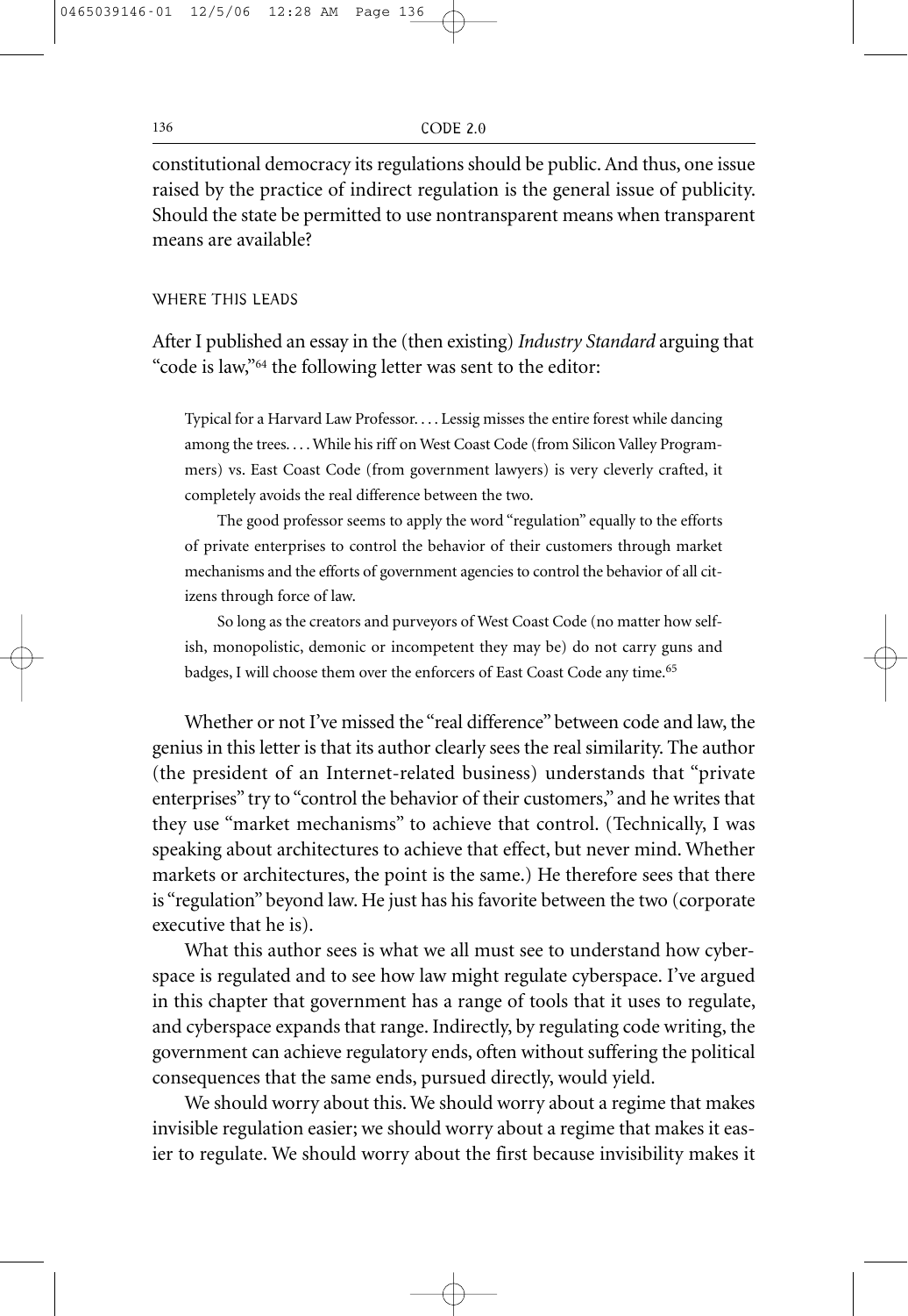constitutional democracy its regulations should be public. And thus, one issue raised by the practice of indirect regulation is the general issue of publicity. Should the state be permitted to use nontransparent means when transparent means are available?

## WHERE THIS LEADS

After I published an essay in the (then existing) *Industry Standard* arguing that "code is law,"[64] the following letter was sent to the editor:

> Typical for a Harvard Law Professor. . . . Lessig misses the entire forest while dancing among the trees. . . . While his riff on West Coast Code (from Silicon Valley Programmers) vs. East Coast Code (from government lawyers) is very cleverly crafted, it completely avoids the real difference between the two.
>
> The good professor seems to apply the word "regulation" equally to the efforts of private enterprises to control the behavior of their customers through market mechanisms and the efforts of government agencies to control the behavior of all citizens through force of law.
>
> So long as the creators and purveyors of West Coast Code (no matter how selfish, monopolistic, demonic or incompetent they may be) do not carry guns and badges, I will choose them over the enforcers of East Coast Code any time.[65]

Whether or not I've missed the "real difference" between code and law, the genius in this letter is that its author clearly sees the real similarity. The author (the president of an Internet-related business) understands that "private enterprises" try to "control the behavior of their customers," and he writes that they use "market mechanisms" to achieve that control. (Technically, I was speaking about architectures to achieve that effect, but never mind. Whether markets or architectures, the point is the same.) He therefore sees that there is "regulation" beyond law. He just has his favorite between the two (corporate executive that he is).

What this author sees is what we all must see to understand how cyberspace is regulated and to see how law might regulate cyberspace. I've argued in this chapter that government has a range of tools that it uses to regulate, and cyberspace expands that range. Indirectly, by regulating code writing, the government can achieve regulatory ends, often without suffering the political consequences that the same ends, pursued directly, would yield.

We should worry about this. We should worry about a regime that makes invisible regulation easier; we should worry about a regime that makes it easier to regulate. We should worry about the first because invisibility makes it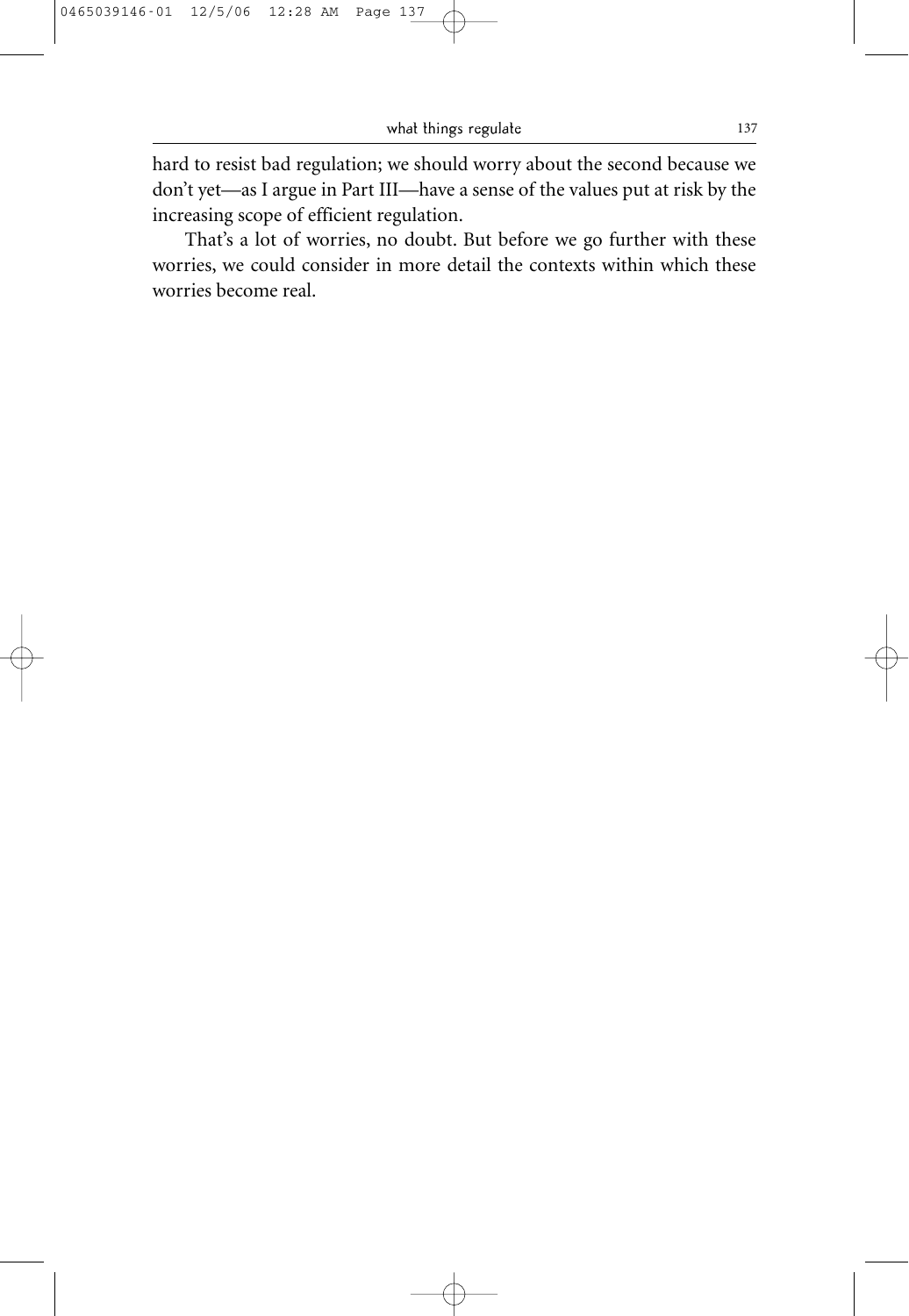hard to resist bad regulation; we should worry about the second because we don't yet—as I argue in Part III—have a sense of the values put at risk by the increasing scope of efficient regulation.

That's a lot of worries, no doubt. But before we go further with these worries, we could consider in more detail the contexts within which these worries become real.